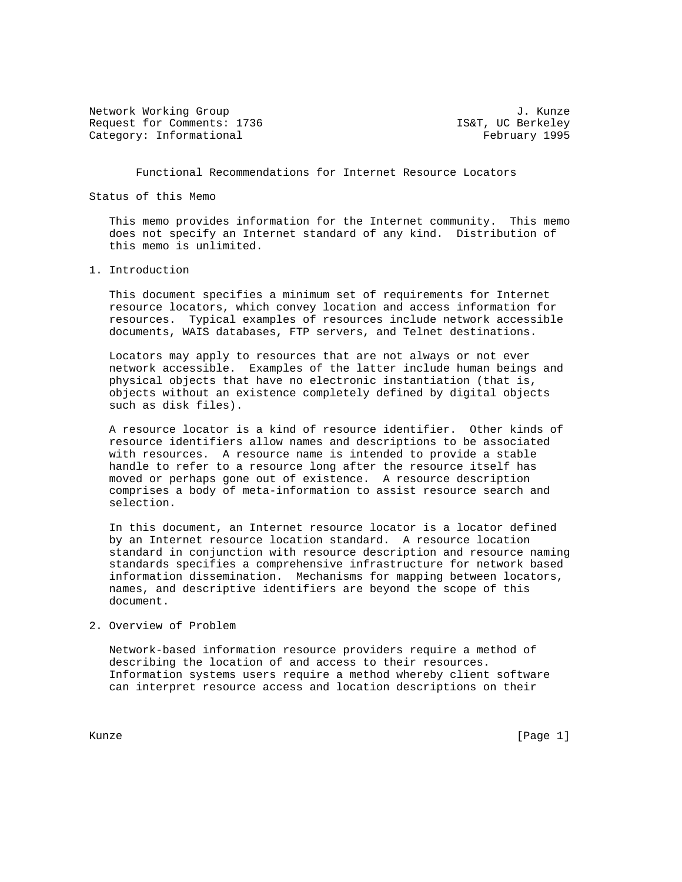Network Working Group J. Kunze
Request for Comments: 1736 IS&T, UC Berkeley
Category: Informational February 1995

# Functional Recommendations for Internet Resource Locators

## Status of this Memo

This memo provides information for the Internet community. This memo does not specify an Internet standard of any kind. Distribution of this memo is unlimited.

## 1. Introduction

This document specifies a minimum set of requirements for Internet resource locators, which convey location and access information for resources. Typical examples of resources include network accessible documents, WAIS databases, FTP servers, and Telnet destinations.

Locators may apply to resources that are not always or not ever network accessible. Examples of the latter include human beings and physical objects that have no electronic instantiation (that is, objects without an existence completely defined by digital objects such as disk files).

A resource locator is a kind of resource identifier. Other kinds of resource identifiers allow names and descriptions to be associated with resources. A resource name is intended to provide a stable handle to refer to a resource long after the resource itself has moved or perhaps gone out of existence. A resource description comprises a body of meta-information to assist resource search and selection.

In this document, an Internet resource locator is a locator defined by an Internet resource location standard. A resource location standard in conjunction with resource description and resource naming standards specifies a comprehensive infrastructure for network based information dissemination. Mechanisms for mapping between locators, names, and descriptive identifiers are beyond the scope of this document.

## 2. Overview of Problem

Network-based information resource providers require a method of describing the location of and access to their resources. Information systems users require a method whereby client software can interpret resource access and location descriptions on their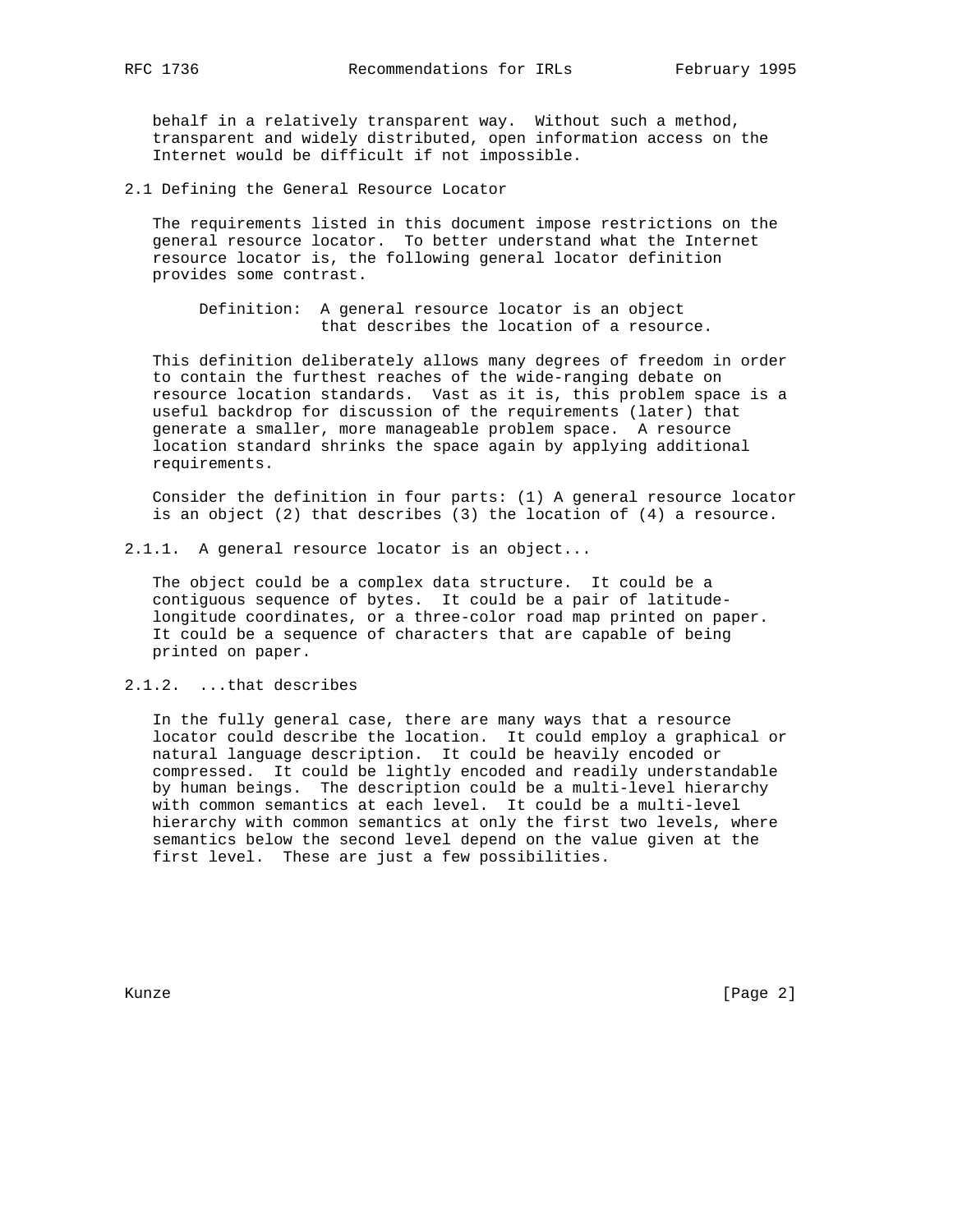behalf in a relatively transparent way. Without such a method, transparent and widely distributed, open information access on the Internet would be difficult if not impossible.

## 2.1 Defining the General Resource Locator

The requirements listed in this document impose restrictions on the general resource locator. To better understand what the Internet resource locator is, the following general locator definition provides some contrast.

> Definition: A general resource locator is an object that describes the location of a resource.

This definition deliberately allows many degrees of freedom in order to contain the furthest reaches of the wide-ranging debate on resource location standards. Vast as it is, this problem space is a useful backdrop for discussion of the requirements (later) that generate a smaller, more manageable problem space. A resource location standard shrinks the space again by applying additional requirements.

Consider the definition in four parts: (1) A general resource locator is an object (2) that describes (3) the location of (4) a resource.

### 2.1.1. A general resource locator is an object...

The object could be a complex data structure. It could be a contiguous sequence of bytes. It could be a pair of latitude-longitude coordinates, or a three-color road map printed on paper. It could be a sequence of characters that are capable of being printed on paper.

### 2.1.2. ...that describes

In the fully general case, there are many ways that a resource locator could describe the location. It could employ a graphical or natural language description. It could be heavily encoded or compressed. It could be lightly encoded and readily understandable by human beings. The description could be a multi-level hierarchy with common semantics at each level. It could be a multi-level hierarchy with common semantics at only the first two levels, where semantics below the second level depend on the value given at the first level. These are just a few possibilities.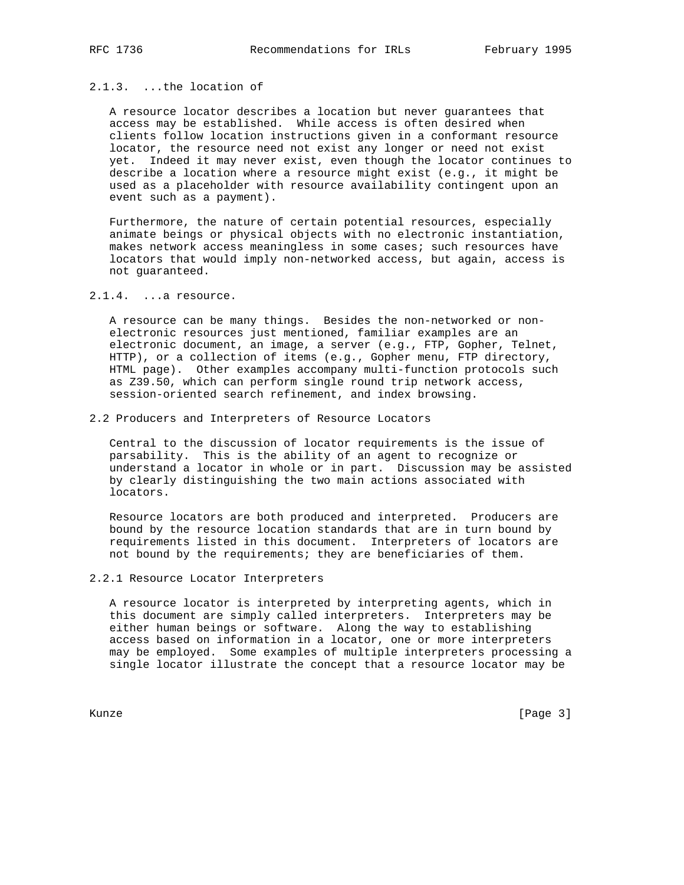### 2.1.3. ...the location of

A resource locator describes a location but never guarantees that access may be established. While access is often desired when clients follow location instructions given in a conformant resource locator, the resource need not exist any longer or need not exist yet. Indeed it may never exist, even though the locator continues to describe a location where a resource might exist (e.g., it might be used as a placeholder with resource availability contingent upon an event such as a payment).

Furthermore, the nature of certain potential resources, especially animate beings or physical objects with no electronic instantiation, makes network access meaningless in some cases; such resources have locators that would imply non-networked access, but again, access is not guaranteed.

### 2.1.4. ...a resource.

A resource can be many things. Besides the non-networked or non-electronic resources just mentioned, familiar examples are an electronic document, an image, a server (e.g., FTP, Gopher, Telnet, HTTP), or a collection of items (e.g., Gopher menu, FTP directory, HTML page). Other examples accompany multi-function protocols such as Z39.50, which can perform single round trip network access, session-oriented search refinement, and index browsing.

## 2.2 Producers and Interpreters of Resource Locators

Central to the discussion of locator requirements is the issue of parsability. This is the ability of an agent to recognize or understand a locator in whole or in part. Discussion may be assisted by clearly distinguishing the two main actions associated with locators.

Resource locators are both produced and interpreted. Producers are bound by the resource location standards that are in turn bound by requirements listed in this document. Interpreters of locators are not bound by the requirements; they are beneficiaries of them.

### 2.2.1 Resource Locator Interpreters

A resource locator is interpreted by interpreting agents, which in this document are simply called interpreters. Interpreters may be either human beings or software. Along the way to establishing access based on information in a locator, one or more interpreters may be employed. Some examples of multiple interpreters processing a single locator illustrate the concept that a resource locator may be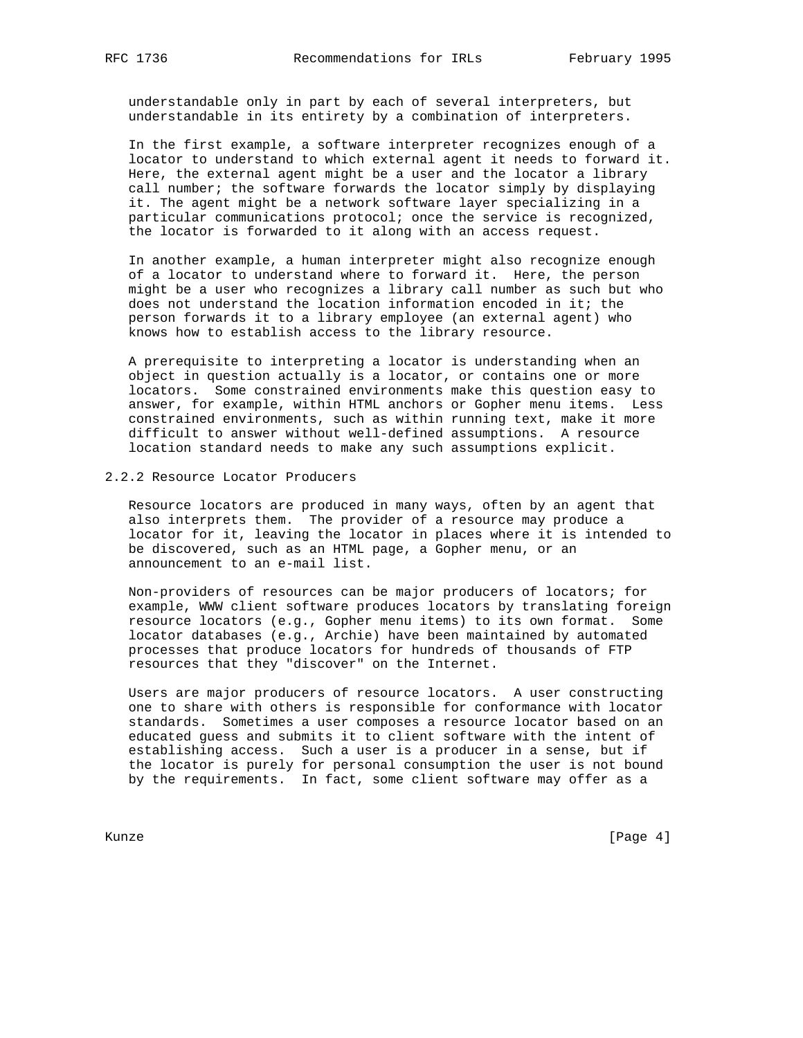understandable only in part by each of several interpreters, but understandable in its entirety by a combination of interpreters.

In the first example, a software interpreter recognizes enough of a locator to understand to which external agent it needs to forward it. Here, the external agent might be a user and the locator a library call number; the software forwards the locator simply by displaying it. The agent might be a network software layer specializing in a particular communications protocol; once the service is recognized, the locator is forwarded to it along with an access request.

In another example, a human interpreter might also recognize enough of a locator to understand where to forward it. Here, the person might be a user who recognizes a library call number as such but who does not understand the location information encoded in it; the person forwards it to a library employee (an external agent) who knows how to establish access to the library resource.

A prerequisite to interpreting a locator is understanding when an object in question actually is a locator, or contains one or more locators. Some constrained environments make this question easy to answer, for example, within HTML anchors or Gopher menu items. Less constrained environments, such as within running text, make it more difficult to answer without well-defined assumptions. A resource location standard needs to make any such assumptions explicit.

### 2.2.2 Resource Locator Producers

Resource locators are produced in many ways, often by an agent that also interprets them. The provider of a resource may produce a locator for it, leaving the locator in places where it is intended to be discovered, such as an HTML page, a Gopher menu, or an announcement to an e-mail list.

Non-providers of resources can be major producers of locators; for example, WWW client software produces locators by translating foreign resource locators (e.g., Gopher menu items) to its own format. Some locator databases (e.g., Archie) have been maintained by automated processes that produce locators for hundreds of thousands of FTP resources that they "discover" on the Internet.

Users are major producers of resource locators. A user constructing one to share with others is responsible for conformance with locator standards. Sometimes a user composes a resource locator based on an educated guess and submits it to client software with the intent of establishing access. Such a user is a producer in a sense, but if the locator is purely for personal consumption the user is not bound by the requirements. In fact, some client software may offer as a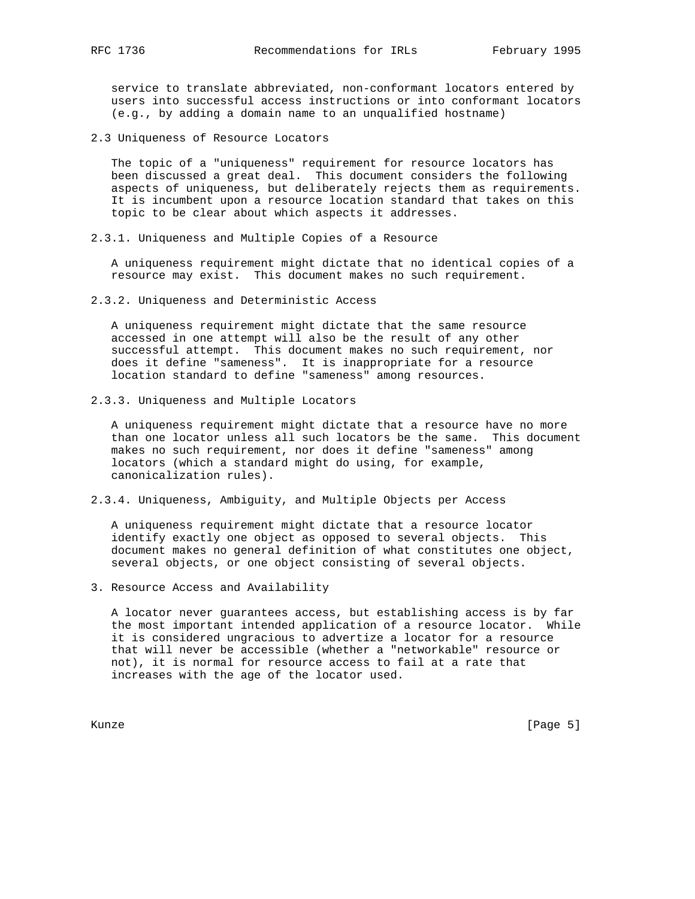service to translate abbreviated, non-conformant locators entered by users into successful access instructions or into conformant locators (e.g., by adding a domain name to an unqualified hostname)

## 2.3 Uniqueness of Resource Locators

The topic of a "uniqueness" requirement for resource locators has been discussed a great deal. This document considers the following aspects of uniqueness, but deliberately rejects them as requirements. It is incumbent upon a resource location standard that takes on this topic to be clear about which aspects it addresses.

### 2.3.1. Uniqueness and Multiple Copies of a Resource

A uniqueness requirement might dictate that no identical copies of a resource may exist. This document makes no such requirement.

### 2.3.2. Uniqueness and Deterministic Access

A uniqueness requirement might dictate that the same resource accessed in one attempt will also be the result of any other successful attempt. This document makes no such requirement, nor does it define "sameness". It is inappropriate for a resource location standard to define "sameness" among resources.

### 2.3.3. Uniqueness and Multiple Locators

A uniqueness requirement might dictate that a resource have no more than one locator unless all such locators be the same. This document makes no such requirement, nor does it define "sameness" among locators (which a standard might do using, for example, canonicalization rules).

### 2.3.4. Uniqueness, Ambiguity, and Multiple Objects per Access

A uniqueness requirement might dictate that a resource locator identify exactly one object as opposed to several objects. This document makes no general definition of what constitutes one object, several objects, or one object consisting of several objects.

# 3. Resource Access and Availability

A locator never guarantees access, but establishing access is by far the most important intended application of a resource locator. While it is considered ungracious to advertize a locator for a resource that will never be accessible (whether a "networkable" resource or not), it is normal for resource access to fail at a rate that increases with the age of the locator used.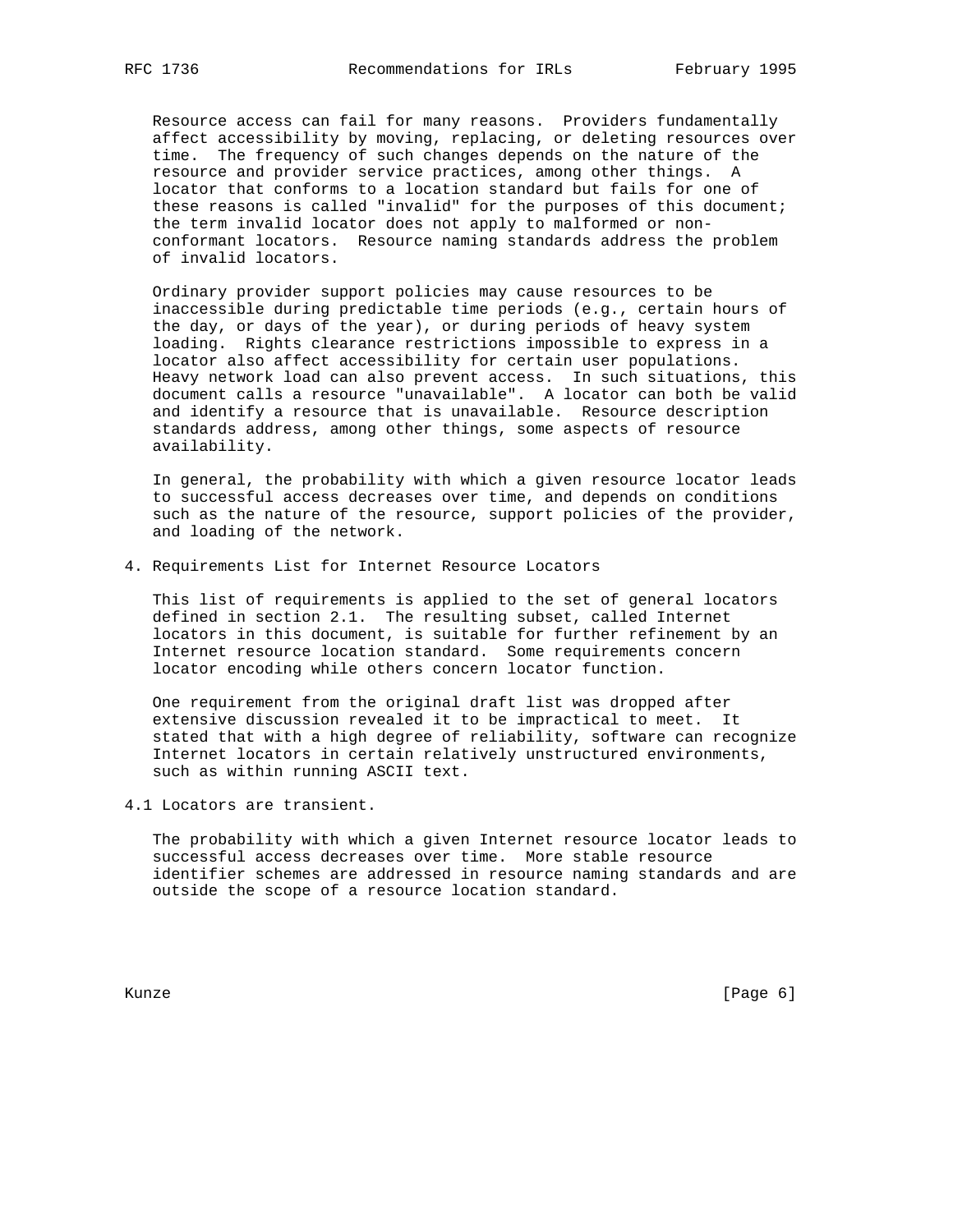Resource access can fail for many reasons. Providers fundamentally affect accessibility by moving, replacing, or deleting resources over time. The frequency of such changes depends on the nature of the resource and provider service practices, among other things. A locator that conforms to a location standard but fails for one of these reasons is called "invalid" for the purposes of this document; the term invalid locator does not apply to malformed or non-conformant locators. Resource naming standards address the problem of invalid locators.

Ordinary provider support policies may cause resources to be inaccessible during predictable time periods (e.g., certain hours of the day, or days of the year), or during periods of heavy system loading. Rights clearance restrictions impossible to express in a locator also affect accessibility for certain user populations. Heavy network load can also prevent access. In such situations, this document calls a resource "unavailable". A locator can both be valid and identify a resource that is unavailable. Resource description standards address, among other things, some aspects of resource availability.

In general, the probability with which a given resource locator leads to successful access decreases over time, and depends on conditions such as the nature of the resource, support policies of the provider, and loading of the network.

## 4. Requirements List for Internet Resource Locators

This list of requirements is applied to the set of general locators defined in section 2.1. The resulting subset, called Internet locators in this document, is suitable for further refinement by an Internet resource location standard. Some requirements concern locator encoding while others concern locator function.

One requirement from the original draft list was dropped after extensive discussion revealed it to be impractical to meet. It stated that with a high degree of reliability, software can recognize Internet locators in certain relatively unstructured environments, such as within running ASCII text.

### 4.1 Locators are transient.

The probability with which a given Internet resource locator leads to successful access decreases over time. More stable resource identifier schemes are addressed in resource naming standards and are outside the scope of a resource location standard.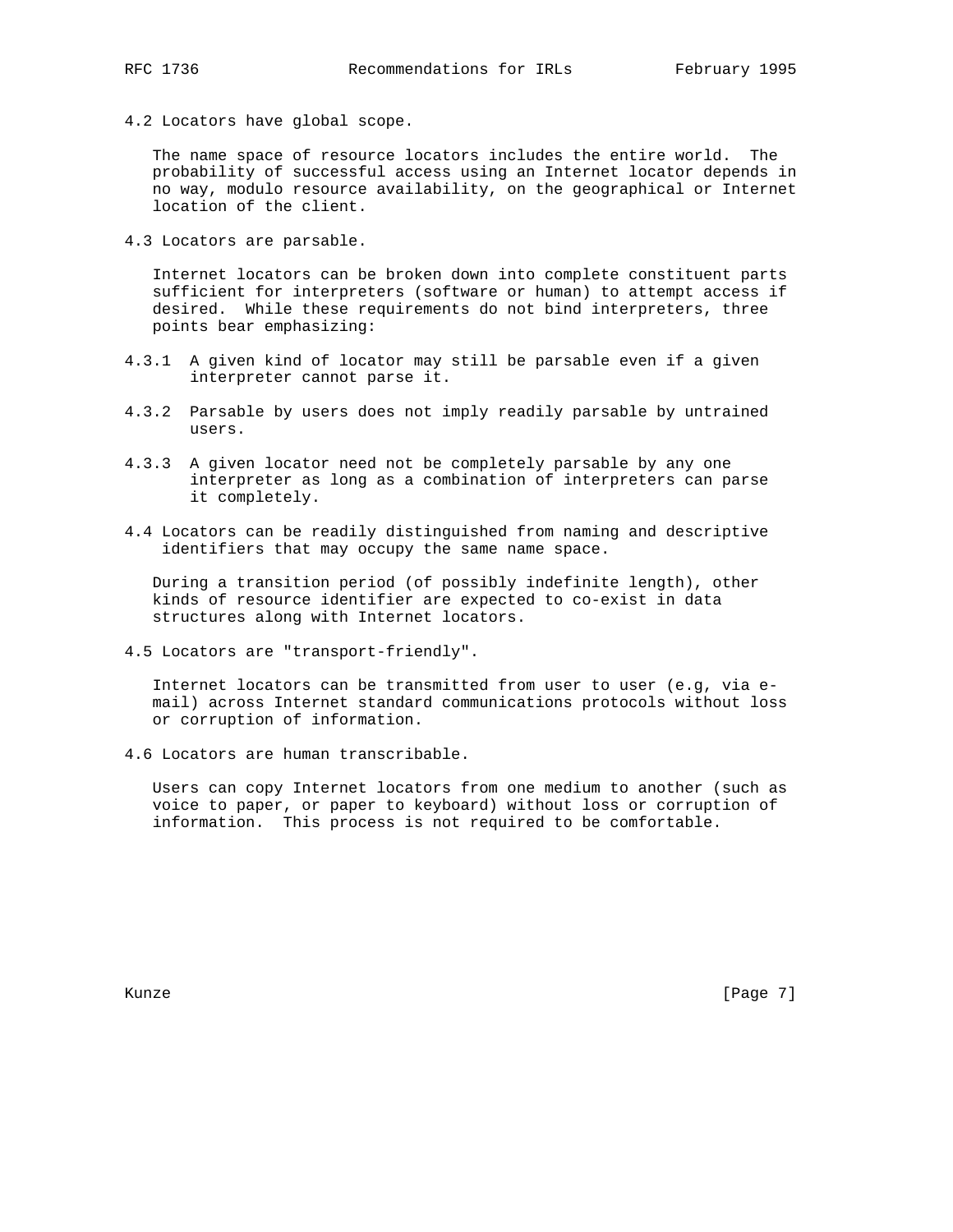### 4.2 Locators have global scope.

The name space of resource locators includes the entire world. The probability of successful access using an Internet locator depends in no way, modulo resource availability, on the geographical or Internet location of the client.

### 4.3 Locators are parsable.

Internet locators can be broken down into complete constituent parts sufficient for interpreters (software or human) to attempt access if desired. While these requirements do not bind interpreters, three points bear emphasizing:

4.3.1 A given kind of locator may still be parsable even if a given interpreter cannot parse it.

4.3.2 Parsable by users does not imply readily parsable by untrained users.

4.3.3 A given locator need not be completely parsable by any one interpreter as long as a combination of interpreters can parse it completely.

### 4.4 Locators can be readily distinguished from naming and descriptive identifiers that may occupy the same name space.

During a transition period (of possibly indefinite length), other kinds of resource identifier are expected to co-exist in data structures along with Internet locators.

### 4.5 Locators are "transport-friendly".

Internet locators can be transmitted from user to user (e.g, via e-mail) across Internet standard communications protocols without loss or corruption of information.

### 4.6 Locators are human transcribable.

Users can copy Internet locators from one medium to another (such as voice to paper, or paper to keyboard) without loss or corruption of information. This process is not required to be comfortable.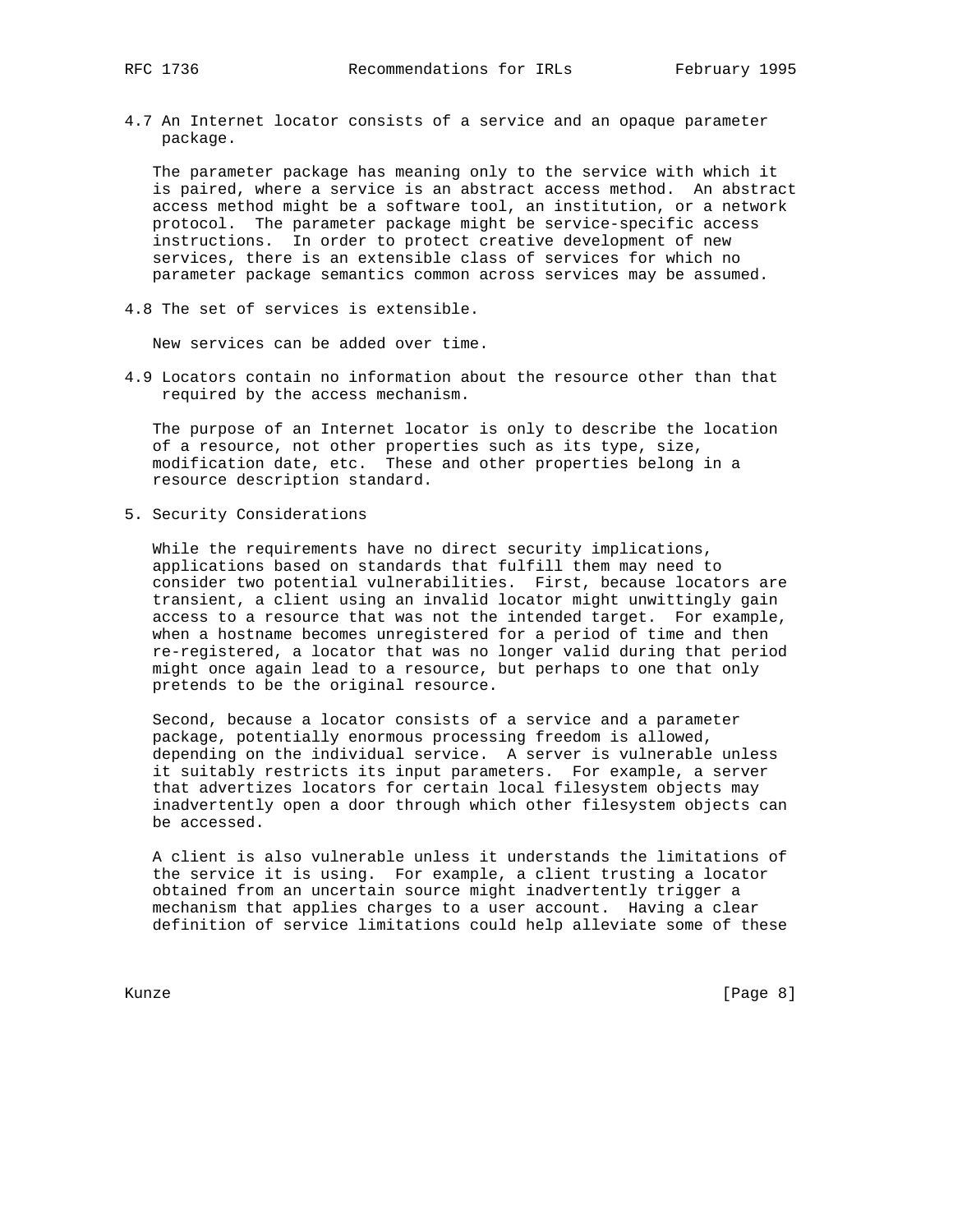4.7 An Internet locator consists of a service and an opaque parameter package.

The parameter package has meaning only to the service with which it is paired, where a service is an abstract access method. An abstract access method might be a software tool, an institution, or a network protocol. The parameter package might be service-specific access instructions. In order to protect creative development of new services, there is an extensible class of services for which no parameter package semantics common across services may be assumed.

4.8 The set of services is extensible.

New services can be added over time.

4.9 Locators contain no information about the resource other than that required by the access mechanism.

The purpose of an Internet locator is only to describe the location of a resource, not other properties such as its type, size, modification date, etc. These and other properties belong in a resource description standard.

## 5. Security Considerations

While the requirements have no direct security implications, applications based on standards that fulfill them may need to consider two potential vulnerabilities. First, because locators are transient, a client using an invalid locator might unwittingly gain access to a resource that was not the intended target. For example, when a hostname becomes unregistered for a period of time and then re-registered, a locator that was no longer valid during that period might once again lead to a resource, but perhaps to one that only pretends to be the original resource.

Second, because a locator consists of a service and a parameter package, potentially enormous processing freedom is allowed, depending on the individual service. A server is vulnerable unless it suitably restricts its input parameters. For example, a server that advertizes locators for certain local filesystem objects may inadvertently open a door through which other filesystem objects can be accessed.

A client is also vulnerable unless it understands the limitations of the service it is using. For example, a client trusting a locator obtained from an uncertain source might inadvertently trigger a mechanism that applies charges to a user account. Having a clear definition of service limitations could help alleviate some of these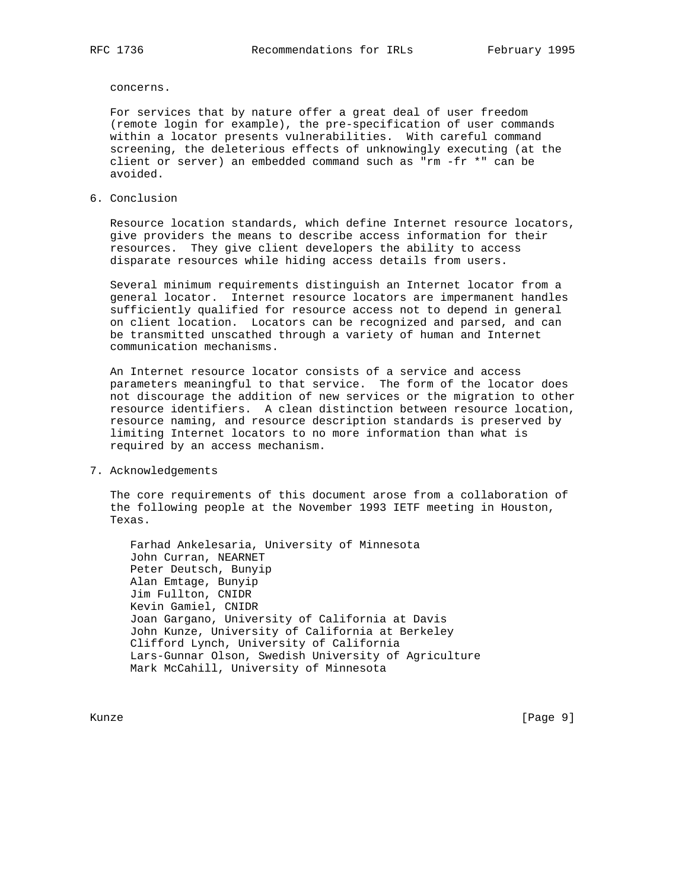concerns.

For services that by nature offer a great deal of user freedom (remote login for example), the pre-specification of user commands within a locator presents vulnerabilities. With careful command screening, the deleterious effects of unknowingly executing (at the client or server) an embedded command such as "rm -fr *" can be avoided.

## 6. Conclusion

Resource location standards, which define Internet resource locators, give providers the means to describe access information for their resources. They give client developers the ability to access disparate resources while hiding access details from users.

Several minimum requirements distinguish an Internet locator from a general locator. Internet resource locators are impermanent handles sufficiently qualified for resource access not to depend in general on client location. Locators can be recognized and parsed, and can be transmitted unscathed through a variety of human and Internet communication mechanisms.

An Internet resource locator consists of a service and access parameters meaningful to that service. The form of the locator does not discourage the addition of new services or the migration to other resource identifiers. A clean distinction between resource location, resource naming, and resource description standards is preserved by limiting Internet locators to no more information than what is required by an access mechanism.

## 7. Acknowledgements

The core requirements of this document arose from a collaboration of the following people at the November 1993 IETF meeting in Houston, Texas.

Farhad Ankelesaria, University of Minnesota
John Curran, NEARNET
Peter Deutsch, Bunyip
Alan Emtage, Bunyip
Jim Fullton, CNIDR
Kevin Gamiel, CNIDR
Joan Gargano, University of California at Davis
John Kunze, University of California at Berkeley
Clifford Lynch, University of California
Lars-Gunnar Olson, Swedish University of Agriculture
Mark McCahill, University of Minnesota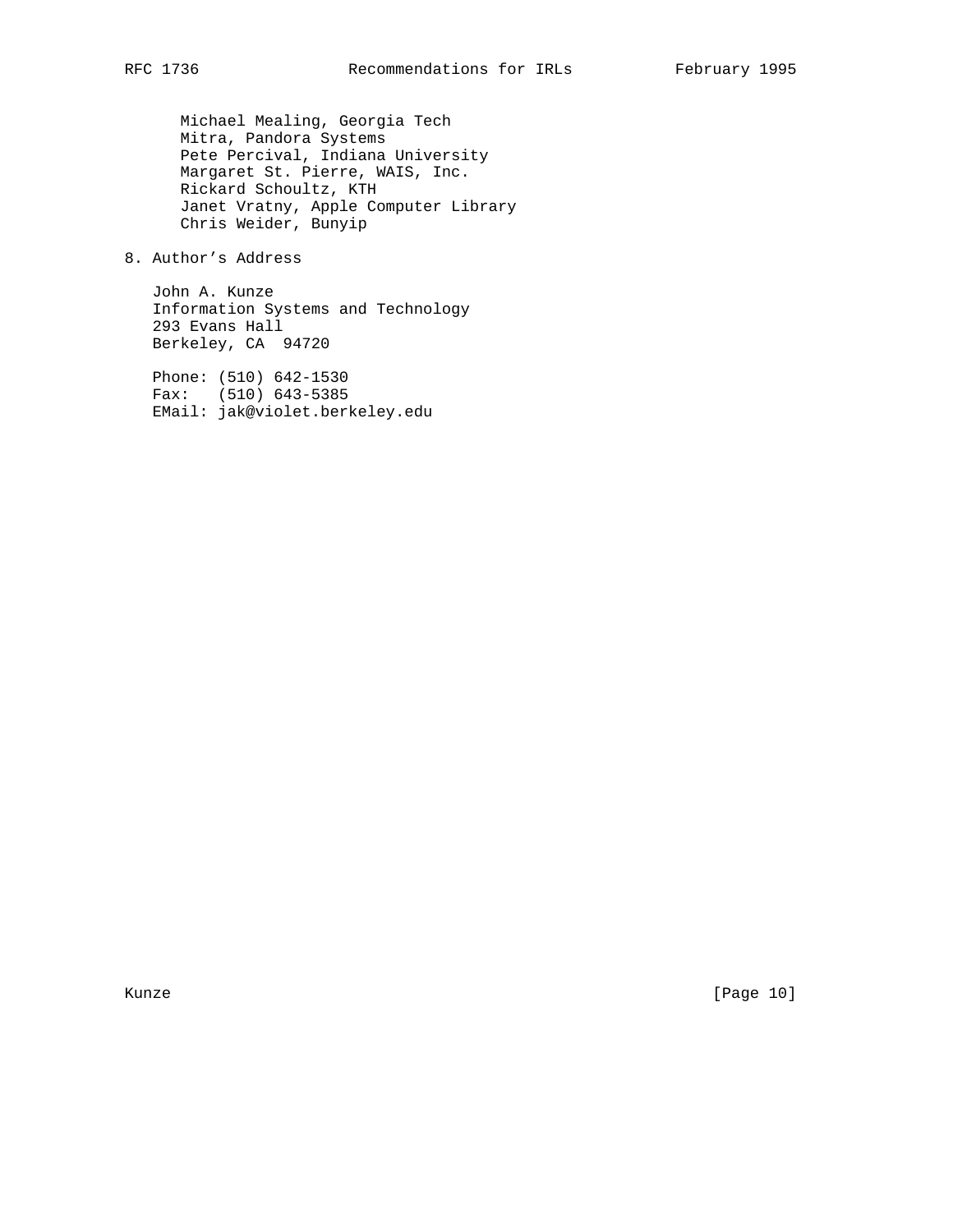Michael Mealing, Georgia Tech
Mitra, Pandora Systems
Pete Percival, Indiana University
Margaret St. Pierre, WAIS, Inc.
Rickard Schoultz, KTH
Janet Vratny, Apple Computer Library
Chris Weider, Bunyip

## 8. Author's Address

John A. Kunze
Information Systems and Technology
293 Evans Hall
Berkeley, CA  94720

Phone: (510) 642-1530
Fax:   (510) 643-5385
EMail: jak@violet.berkeley.edu